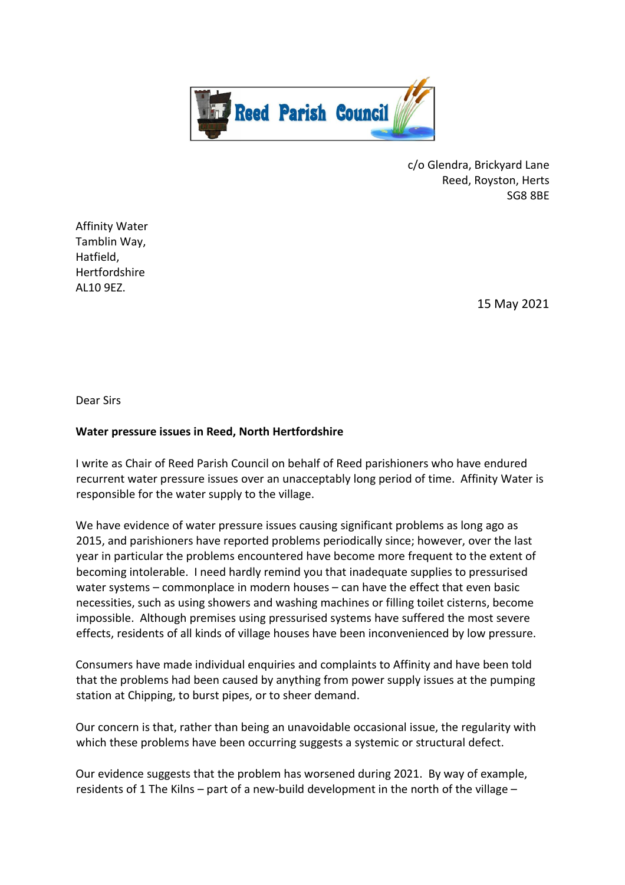Reed Parish Council

c/o Glendra, Brickyard Lane
Reed, Royston, Herts
SG8 8BE

Affinity Water
Tamblin Way,
Hatfield,
Hertfordshire
AL10 9EZ.

15 May 2021

Dear Sirs

**Water pressure issues in Reed, North Hertfordshire**

I write as Chair of Reed Parish Council on behalf of Reed parishioners who have endured recurrent water pressure issues over an unacceptably long period of time. Affinity Water is responsible for the water supply to the village.

We have evidence of water pressure issues causing significant problems as long ago as 2015, and parishioners have reported problems periodically since; however, over the last year in particular the problems encountered have become more frequent to the extent of becoming intolerable. I need hardly remind you that inadequate supplies to pressurised water systems – commonplace in modern houses – can have the effect that even basic necessities, such as using showers and washing machines or filling toilet cisterns, become impossible. Although premises using pressurised systems have suffered the most severe effects, residents of all kinds of village houses have been inconvenienced by low pressure.

Consumers have made individual enquiries and complaints to Affinity and have been told that the problems had been caused by anything from power supply issues at the pumping station at Chipping, to burst pipes, or to sheer demand.

Our concern is that, rather than being an unavoidable occasional issue, the regularity with which these problems have been occurring suggests a systemic or structural defect.

Our evidence suggests that the problem has worsened during 2021. By way of example, residents of 1 The Kilns – part of a new-build development in the north of the village –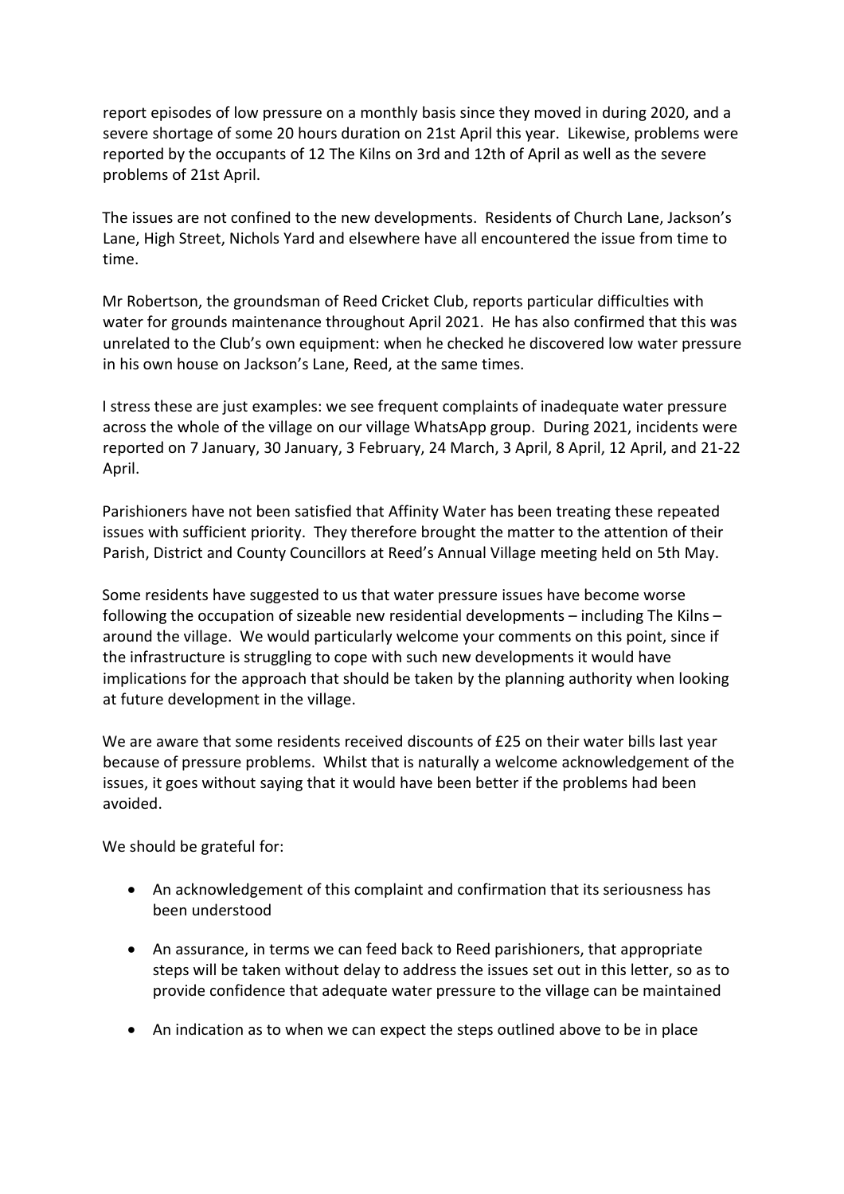report episodes of low pressure on a monthly basis since they moved in during 2020, and a severe shortage of some 20 hours duration on 21st April this year. Likewise, problems were reported by the occupants of 12 The Kilns on 3rd and 12th of April as well as the severe problems of 21st April.

The issues are not confined to the new developments. Residents of Church Lane, Jackson's Lane, High Street, Nichols Yard and elsewhere have all encountered the issue from time to time.

Mr Robertson, the groundsman of Reed Cricket Club, reports particular difficulties with water for grounds maintenance throughout April 2021. He has also confirmed that this was unrelated to the Club's own equipment: when he checked he discovered low water pressure in his own house on Jackson's Lane, Reed, at the same times.

I stress these are just examples: we see frequent complaints of inadequate water pressure across the whole of the village on our village WhatsApp group. During 2021, incidents were reported on 7 January, 30 January, 3 February, 24 March, 3 April, 8 April, 12 April, and 21-22 April.

Parishioners have not been satisfied that Affinity Water has been treating these repeated issues with sufficient priority. They therefore brought the matter to the attention of their Parish, District and County Councillors at Reed's Annual Village meeting held on 5th May.

Some residents have suggested to us that water pressure issues have become worse following the occupation of sizeable new residential developments – including The Kilns – around the village. We would particularly welcome your comments on this point, since if the infrastructure is struggling to cope with such new developments it would have implications for the approach that should be taken by the planning authority when looking at future development in the village.

We are aware that some residents received discounts of £25 on their water bills last year because of pressure problems. Whilst that is naturally a welcome acknowledgement of the issues, it goes without saying that it would have been better if the problems had been avoided.

We should be grateful for:

- An acknowledgement of this complaint and confirmation that its seriousness has been understood
- An assurance, in terms we can feed back to Reed parishioners, that appropriate steps will be taken without delay to address the issues set out in this letter, so as to provide confidence that adequate water pressure to the village can be maintained
- An indication as to when we can expect the steps outlined above to be in place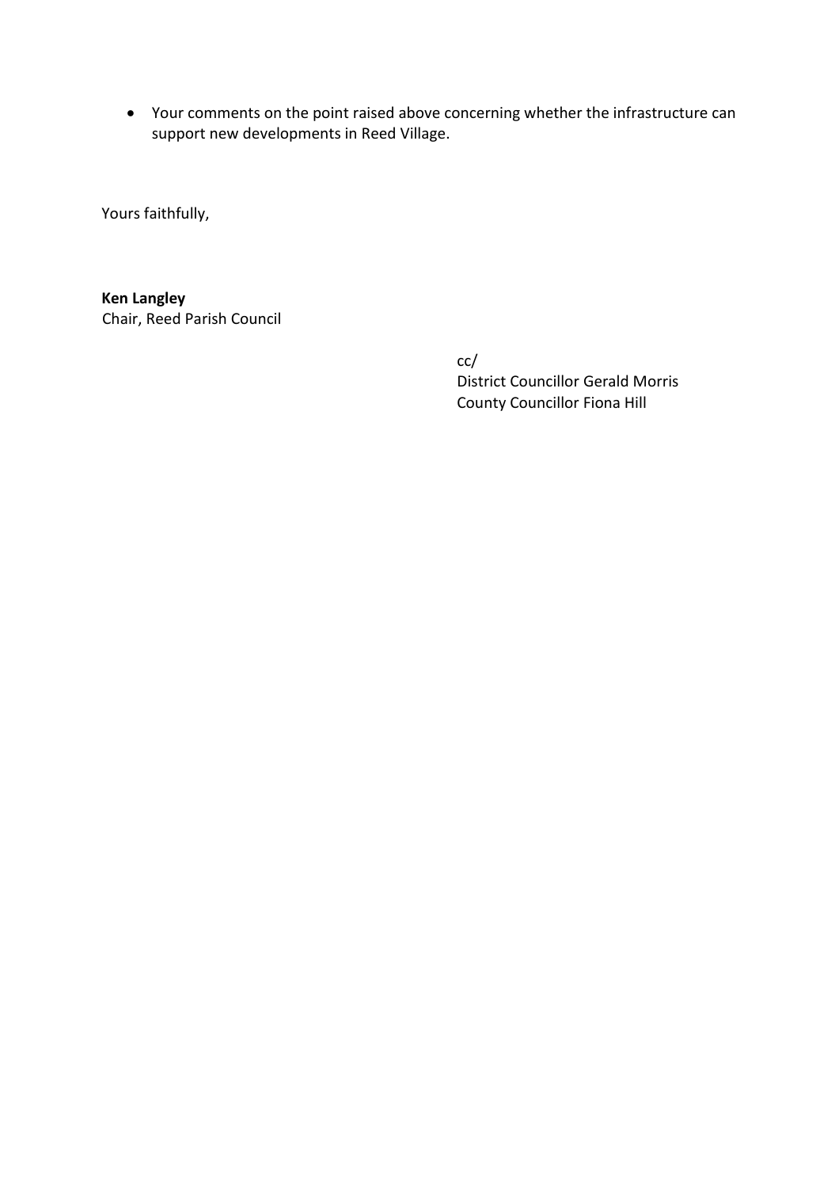- Your comments on the point raised above concerning whether the infrastructure can support new developments in Reed Village.

Yours faithfully,

**Ken Langley**
Chair, Reed Parish Council

cc/
District Councillor Gerald Morris
County Councillor Fiona Hill